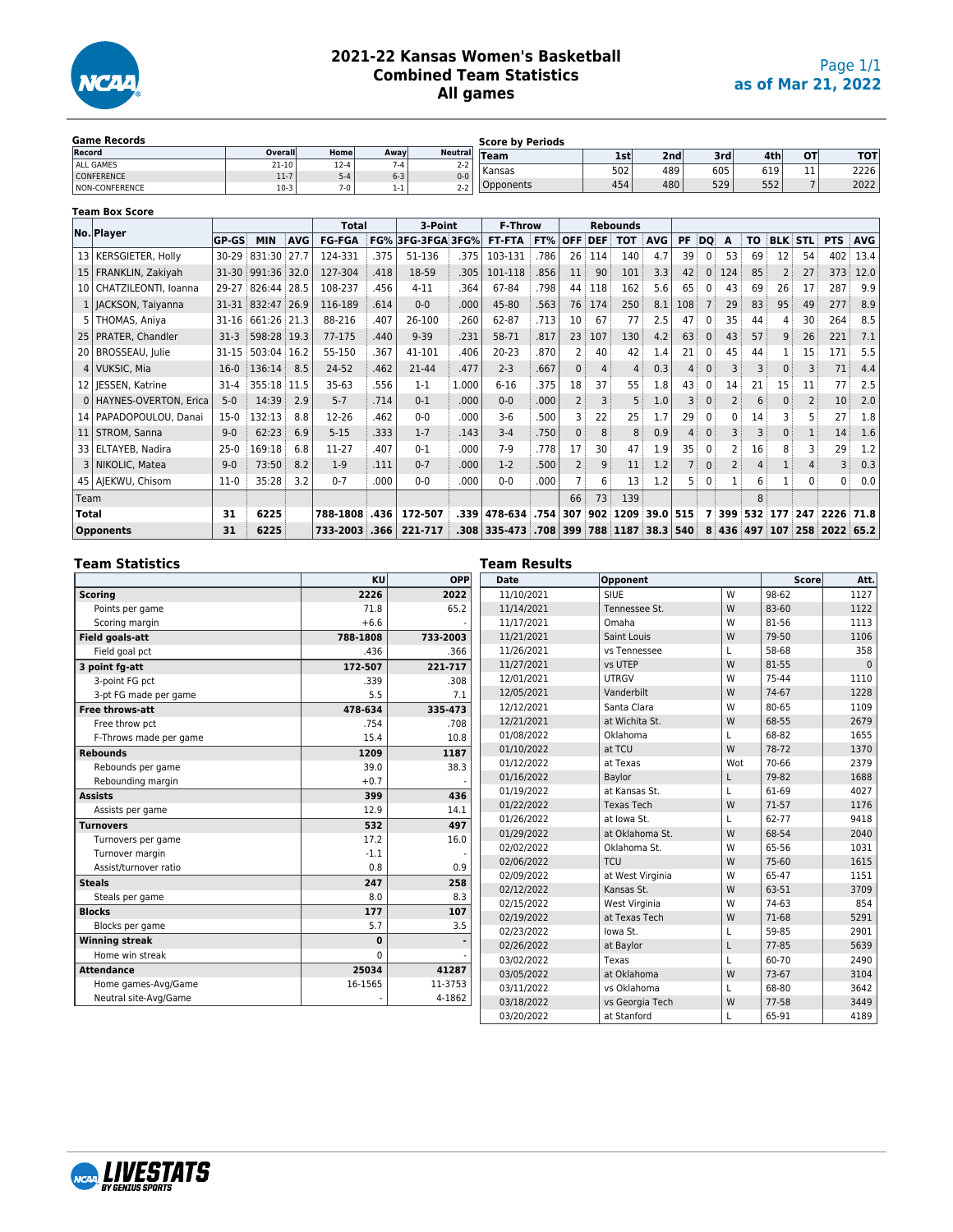# 2021-22 Kansas Women's Basketball
## Combined Team Statistics
### All games

as of Mar 21, 2022

**Game Records**

| Record | Overall | Home | Away | Neutral |
|---|---|---|---|---|
| ALL GAMES | 21-10 | 12-4 | 7-4 | 2-2 |
| CONFERENCE | 11-7 | 5-4 | 6-3 | 0-0 |
| NON-CONFERENCE | 10-3 | 7-0 | 1-1 | 2-2 |

**Score by Periods**

| Team | 1st | 2nd | 3rd | 4th | OT | TOT |
|---|---|---|---|---|---|---|
| Kansas | 502 | 489 | 605 | 619 | 11 | 2226 |
| Opponents | 454 | 480 | 529 | 552 | 7 | 2022 |

**Team Box Score**

| No. | Player | GP-GS | MIN | AVG | Total FG-FGA | FG% | 3-Point 3FG-3FGA | 3FG% | F-Throw FT-FTA | FT% | Rebounds OFF | DEF | TOT | AVG | PF | DQ | A | TO | BLK | STL | PTS | AVG |
|---|---|---|---|---|---|---|---|---|---|---|---|---|---|---|---|---|---|---|---|---|---|---|
| 13 | KERSGIETER, Holly | 30-29 | 831:30 | 27.7 | 124-331 | .375 | 51-136 | .375 | 103-131 | .786 | 26 | 114 | 140 | 4.7 | 39 | 0 | 53 | 69 | 12 | 54 | 402 | 13.4 |
| 15 | FRANKLIN, Zakiyah | 31-30 | 991:36 | 32.0 | 127-304 | .418 | 18-59 | .305 | 101-118 | .856 | 11 | 90 | 101 | 3.3 | 42 | 0 | 124 | 85 | 2 | 27 | 373 | 12.0 |
| 10 | CHATZILEONTI, Ioanna | 29-27 | 826:44 | 28.5 | 108-237 | .456 | 4-11 | .364 | 67-84 | .798 | 44 | 118 | 162 | 5.6 | 65 | 0 | 43 | 69 | 26 | 17 | 287 | 9.9 |
| 1 | JACKSON, Taiyanna | 31-31 | 832:47 | 26.9 | 116-189 | .614 | 0-0 | .000 | 45-80 | .563 | 76 | 174 | 250 | 8.1 | 108 | 7 | 29 | 83 | 95 | 49 | 277 | 8.9 |
| 5 | THOMAS, Aniya | 31-16 | 661:26 | 21.3 | 88-216 | .407 | 26-100 | .260 | 62-87 | .713 | 10 | 67 | 77 | 2.5 | 47 | 0 | 35 | 44 | 4 | 30 | 264 | 8.5 |
| 25 | PRATER, Chandler | 31-3 | 598:28 | 19.3 | 77-175 | .440 | 9-39 | .231 | 58-71 | .817 | 23 | 107 | 130 | 4.2 | 63 | 0 | 43 | 57 | 9 | 26 | 221 | 7.1 |
| 20 | BROSSEAU, Julie | 31-15 | 503:04 | 16.2 | 55-150 | .367 | 41-101 | .406 | 20-23 | .870 | 2 | 40 | 42 | 1.4 | 21 | 0 | 45 | 44 | 1 | 15 | 171 | 5.5 |
| 4 | VUKSIC, Mia | 16-0 | 136:14 | 8.5 | 24-52 | .462 | 21-44 | .477 | 2-3 | .667 | 0 | 4 | 4 | 0.3 | 4 | 0 | 3 | 3 | 0 | 3 | 71 | 4.4 |
| 12 | JESSEN, Katrine | 31-4 | 355:18 | 11.5 | 35-63 | .556 | 1-1 | 1.000 | 6-16 | .375 | 18 | 37 | 55 | 1.8 | 43 | 0 | 14 | 21 | 15 | 11 | 77 | 2.5 |
| 0 | HAYNES-OVERTON, Erica | 5-0 | 14:39 | 2.9 | 5-7 | .714 | 0-1 | .000 | 0-0 | .000 | 2 | 3 | 5 | 1.0 | 3 | 0 | 2 | 6 | 0 | 2 | 10 | 2.0 |
| 14 | PAPADOPOULOU, Danai | 15-0 | 132:13 | 8.8 | 12-26 | .462 | 0-0 | .000 | 3-6 | .500 | 3 | 22 | 25 | 1.7 | 29 | 0 | 0 | 14 | 3 | 5 | 27 | 1.8 |
| 11 | STROM, Sanna | 9-0 | 62:23 | 6.9 | 5-15 | .333 | 1-7 | .143 | 3-4 | .750 | 0 | 8 | 8 | 0.9 | 4 | 0 | 3 | 3 | 0 | 1 | 14 | 1.6 |
| 33 | ELTAYEB, Nadira | 25-0 | 169:18 | 6.8 | 11-27 | .407 | 0-1 | .000 | 7-9 | .778 | 17 | 30 | 47 | 1.9 | 35 | 0 | 2 | 16 | 8 | 3 | 29 | 1.2 |
| 3 | NIKOLIC, Matea | 9-0 | 73:50 | 8.2 | 1-9 | .111 | 0-7 | .000 | 1-2 | .500 | 2 | 9 | 11 | 1.2 | 7 | 0 | 2 | 4 | 1 | 4 | 3 | 0.3 |
| 45 | AJEKWU, Chisom | 11-0 | 35:28 | 3.2 | 0-7 | .000 | 0-0 | .000 | 0-0 | .000 | 7 | 6 | 13 | 1.2 | 5 | 0 | 1 | 6 | 1 | 0 | 0 | 0.0 |
| | Team | | | | | | | | | | 66 | 73 | 139 | | | | | 8 | | | | |
| | **Total** | 31 | 6225 | | 788-1808 | .436 | 172-507 | .339 | 478-634 | .754 | 307 | 902 | 1209 | 39.0 | 515 | 7 | 399 | 532 | 177 | 247 | 2226 | 71.8 |
| | **Opponents** | 31 | 6225 | | 733-2003 | .366 | 221-717 | .308 | 335-473 | .708 | 399 | 788 | 1187 | 38.3 | 540 | 8 | 436 | 497 | 107 | 258 | 2022 | 65.2 |

## Team Statistics

| | KU | OPP |
|---|---|---|
| **Scoring** | 2226 | 2022 |
| Points per game | 71.8 | 65.2 |
| Scoring margin | +6.6 | - |
| **Field goals-att** | 788-1808 | 733-2003 |
| Field goal pct | .436 | .366 |
| **3 point fg-att** | 172-507 | 221-717 |
| 3-point FG pct | .339 | .308 |
| 3-pt FG made per game | 5.5 | 7.1 |
| **Free throws-att** | 478-634 | 335-473 |
| Free throw pct | .754 | .708 |
| F-Throws made per game | 15.4 | 10.8 |
| **Rebounds** | 1209 | 1187 |
| Rebounds per game | 39.0 | 38.3 |
| Rebounding margin | +0.7 | - |
| **Assists** | 399 | 436 |
| Assists per game | 12.9 | 14.1 |
| **Turnovers** | 532 | 497 |
| Turnovers per game | 17.2 | 16.0 |
| Turnover margin | -1.1 | - |
| Assist/turnover ratio | 0.8 | 0.9 |
| **Steals** | 247 | 258 |
| Steals per game | 8.0 | 8.3 |
| **Blocks** | 177 | 107 |
| Blocks per game | 5.7 | 3.5 |
| **Winning streak** | 0 | - |
| Home win streak | 0 | - |
| **Attendance** | 25034 | 41287 |
| Home games-Avg/Game | 16-1565 | 11-3753 |
| Neutral site-Avg/Game | - | 4-1862 |

## Team Results

| Date | Opponent | | Score | Att. |
|---|---|---|---|---|
| 11/10/2021 | SIUE | W | 98-62 | 1127 |
| 11/14/2021 | Tennessee St. | W | 83-60 | 1122 |
| 11/17/2021 | Omaha | W | 81-56 | 1113 |
| 11/21/2021 | Saint Louis | W | 79-50 | 1106 |
| 11/26/2021 | vs Tennessee | L | 58-68 | 358 |
| 11/27/2021 | vs UTEP | W | 81-55 | 0 |
| 12/01/2021 | UTRGV | W | 75-44 | 1110 |
| 12/05/2021 | Vanderbilt | W | 74-67 | 1228 |
| 12/12/2021 | Santa Clara | W | 80-65 | 1109 |
| 12/21/2021 | at Wichita St. | W | 68-55 | 2679 |
| 01/08/2022 | Oklahoma | L | 68-82 | 1655 |
| 01/10/2022 | at TCU | W | 78-72 | 1370 |
| 01/12/2022 | at Texas | Wot | 70-66 | 2379 |
| 01/16/2022 | Baylor | L | 79-82 | 1688 |
| 01/19/2022 | at Kansas St. | L | 61-69 | 4027 |
| 01/22/2022 | Texas Tech | W | 71-57 | 1176 |
| 01/26/2022 | at Iowa St. | L | 62-77 | 9418 |
| 01/29/2022 | at Oklahoma St. | W | 68-54 | 2040 |
| 02/02/2022 | Oklahoma St. | W | 65-56 | 1031 |
| 02/06/2022 | TCU | W | 75-60 | 1615 |
| 02/09/2022 | at West Virginia | W | 65-47 | 1151 |
| 02/12/2022 | Kansas St. | W | 63-51 | 3709 |
| 02/15/2022 | West Virginia | W | 74-63 | 854 |
| 02/19/2022 | at Texas Tech | W | 71-68 | 5291 |
| 02/23/2022 | Iowa St. | L | 59-85 | 2901 |
| 02/26/2022 | at Baylor | L | 77-85 | 5639 |
| 03/02/2022 | Texas | L | 60-70 | 2490 |
| 03/05/2022 | at Oklahoma | W | 73-67 | 3104 |
| 03/11/2022 | vs Oklahoma | L | 68-80 | 3642 |
| 03/18/2022 | vs Georgia Tech | W | 77-58 | 3449 |
| 03/20/2022 | at Stanford | L | 65-91 | 4189 |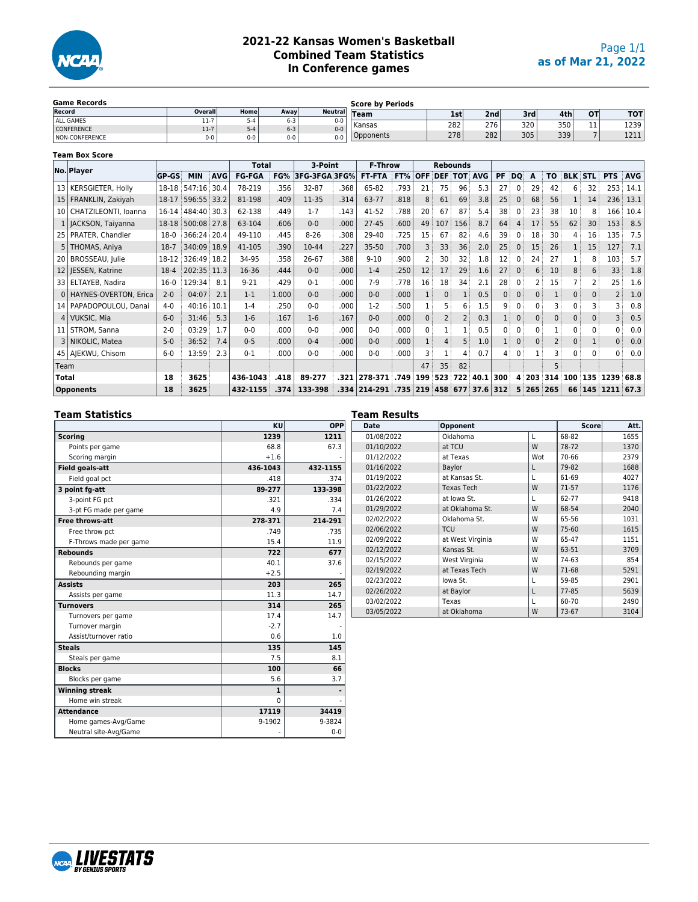# 2021-22 Kansas Women's Basketball
# Combined Team Statistics
# In Conference games

as of Mar 21, 2022

**Game Records**

| Record | Overall | Home | Away | Neutral |
|---|---|---|---|---|
| ALL GAMES | 11-7 | 5-4 | 6-3 | 0-0 |
| CONFERENCE | 11-7 | 5-4 | 6-3 | 0-0 |
| NON-CONFERENCE | 0-0 | 0-0 | 0-0 | 0-0 |

**Score by Periods**

| Team | 1st | 2nd | 3rd | 4th | OT | TOT |
|---|---|---|---|---|---|---|
| Kansas | 282 | 276 | 320 | 350 | 11 | 1239 |
| Opponents | 278 | 282 | 305 | 339 | 7 | 1211 |

**Team Box Score**

| No. | Player | GP-GS | MIN | AVG | Total FG-FGA | FG% | 3-Point 3FG-3FGA | 3FG% | F-Throw FT-FTA | FT% | Rebounds OFF | DEF | TOT | AVG | PF | DQ | A | TO | BLK | STL | PTS | AVG |
|---|---|---|---|---|---|---|---|---|---|---|---|---|---|---|---|---|---|---|---|---|---|---|
| 13 | KERSGIETER, Holly | 18-18 | 547:16 | 30.4 | 78-219 | .356 | 32-87 | .368 | 65-82 | .793 | 21 | 75 | 96 | 5.3 | 27 | 0 | 29 | 42 | 6 | 32 | 253 | 14.1 |
| 15 | FRANKLIN, Zakiyah | 18-17 | 596:55 | 33.2 | 81-198 | .409 | 11-35 | .314 | 63-77 | .818 | 8 | 61 | 69 | 3.8 | 25 | 0 | 68 | 56 | 1 | 14 | 236 | 13.1 |
| 10 | CHATZILEONTI, Ioanna | 16-14 | 484:40 | 30.3 | 62-138 | .449 | 1-7 | .143 | 41-52 | .788 | 20 | 67 | 87 | 5.4 | 38 | 0 | 23 | 38 | 10 | 8 | 166 | 10.4 |
| 1 | JACKSON, Taiyanna | 18-18 | 500:08 | 27.8 | 63-104 | .606 | 0-0 | .000 | 27-45 | .600 | 49 | 107 | 156 | 8.7 | 64 | 4 | 17 | 55 | 62 | 30 | 153 | 8.5 |
| 25 | PRATER, Chandler | 18-0 | 366:24 | 20.4 | 49-110 | .445 | 8-26 | .308 | 29-40 | .725 | 15 | 67 | 82 | 4.6 | 39 | 0 | 18 | 30 | 4 | 16 | 135 | 7.5 |
| 5 | THOMAS, Aniya | 18-7 | 340:09 | 18.9 | 41-105 | .390 | 10-44 | .227 | 35-50 | .700 | 3 | 33 | 36 | 2.0 | 25 | 0 | 15 | 26 | 1 | 15 | 127 | 7.1 |
| 20 | BROSSEAU, Julie | 18-12 | 326:49 | 18.2 | 34-95 | .358 | 26-67 | .388 | 9-10 | .900 | 2 | 30 | 32 | 1.8 | 12 | 0 | 24 | 27 | 1 | 8 | 103 | 5.7 |
| 12 | JESSEN, Katrine | 18-4 | 202:35 | 11.3 | 16-36 | .444 | 0-0 | .000 | 1-4 | .250 | 12 | 17 | 29 | 1.6 | 27 | 0 | 6 | 10 | 8 | 6 | 33 | 1.8 |
| 33 | ELTAYEB, Nadira | 16-0 | 129:34 | 8.1 | 9-21 | .429 | 0-1 | .000 | 7-9 | .778 | 16 | 18 | 34 | 2.1 | 28 | 0 | 2 | 15 | 7 | 2 | 25 | 1.6 |
| 0 | HAYNES-OVERTON, Erica | 2-0 | 04:07 | 2.1 | 1-1 | 1.000 | 0-0 | .000 | 0-0 | .000 | 1 | 0 | 1 | 0.5 | 0 | 0 | 0 | 1 | 0 | 0 | 2 | 1.0 |
| 14 | PAPADOPOULOU, Danai | 4-0 | 40:16 | 10.1 | 1-4 | .250 | 0-0 | .000 | 1-2 | .500 | 1 | 5 | 6 | 1.5 | 9 | 0 | 0 | 3 | 0 | 3 | 3 | 0.8 |
| 4 | VUKSIC, Mia | 6-0 | 31:46 | 5.3 | 1-6 | .167 | 1-6 | .167 | 0-0 | .000 | 0 | 2 | 2 | 0.3 | 1 | 0 | 0 | 0 | 0 | 0 | 3 | 0.5 |
| 11 | STROM, Sanna | 2-0 | 03:29 | 1.7 | 0-0 | .000 | 0-0 | .000 | 0-0 | .000 | 0 | 1 | 1 | 0.5 | 0 | 0 | 0 | 1 | 0 | 0 | 0 | 0.0 |
| 3 | NIKOLIC, Matea | 5-0 | 36:52 | 7.4 | 0-5 | .000 | 0-4 | .000 | 0-0 | .000 | 1 | 4 | 5 | 1.0 | 1 | 0 | 0 | 2 | 0 | 1 | 0 | 0.0 |
| 45 | AJEKWU, Chisom | 6-0 | 13:59 | 2.3 | 0-1 | .000 | 0-0 | .000 | 0-0 | .000 | 3 | 1 | 4 | 0.7 | 4 | 0 | 1 | 3 | 0 | 0 | 0 | 0.0 |
| | Team | | | | | | | | | | 47 | 35 | 82 | | | | | 5 | | | | |
| | **Total** | **18** | **3625** | | **436-1043** | **.418** | **89-277** | **.321** | **278-371** | **.749** | **199** | **523** | **722** | **40.1** | **300** | **4** | **203** | **314** | **100** | **135** | **1239** | **68.8** |
| | **Opponents** | **18** | **3625** | | **432-1155** | **.374** | **133-398** | **.334** | **214-291** | **.735** | **219** | **458** | **677** | **37.6** | **312** | **5** | **265** | **265** | **66** | **145** | **1211** | **67.3** |

## Team Statistics

| | KU | OPP |
|---|---|---|
| **Scoring** | **1239** | **1211** |
| Points per game | 68.8 | 67.3 |
| Scoring margin | +1.6 | - |
| **Field goals-att** | **436-1043** | **432-1155** |
| Field goal pct | .418 | .374 |
| **3 point fg-att** | **89-277** | **133-398** |
| 3-point FG pct | .321 | .334 |
| 3-pt FG made per game | 4.9 | 7.4 |
| **Free throws-att** | **278-371** | **214-291** |
| Free throw pct | .749 | .735 |
| F-Throws made per game | 15.4 | 11.9 |
| **Rebounds** | **722** | **677** |
| Rebounds per game | 40.1 | 37.6 |
| Rebounding margin | +2.5 | - |
| **Assists** | **203** | **265** |
| Assists per game | 11.3 | 14.7 |
| **Turnovers** | **314** | **265** |
| Turnovers per game | 17.4 | 14.7 |
| Turnover margin | -2.7 | - |
| Assist/turnover ratio | 0.6 | 1.0 |
| **Steals** | **135** | **145** |
| Steals per game | 7.5 | 8.1 |
| **Blocks** | **100** | **66** |
| Blocks per game | 5.6 | 3.7 |
| **Winning streak** | **1** | **-** |
| Home win streak | 0 | - |
| **Attendance** | **17119** | **34419** |
| Home games-Avg/Game | 9-1902 | 9-3824 |
| Neutral site-Avg/Game | - | 0-0 |

## Team Results

| Date | Opponent | | Score | Att. |
|---|---|---|---|---|
| 01/08/2022 | Oklahoma | L | 68-82 | 1655 |
| 01/10/2022 | at TCU | W | 78-72 | 1370 |
| 01/12/2022 | at Texas | Wot | 70-66 | 2379 |
| 01/16/2022 | Baylor | L | 79-82 | 1688 |
| 01/19/2022 | at Kansas St. | L | 61-69 | 4027 |
| 01/22/2022 | Texas Tech | W | 71-57 | 1176 |
| 01/26/2022 | at Iowa St. | L | 62-77 | 9418 |
| 01/29/2022 | at Oklahoma St. | W | 68-54 | 2040 |
| 02/02/2022 | Oklahoma St. | W | 65-56 | 1031 |
| 02/06/2022 | TCU | W | 75-60 | 1615 |
| 02/09/2022 | at West Virginia | W | 65-47 | 1151 |
| 02/12/2022 | Kansas St. | W | 63-51 | 3709 |
| 02/15/2022 | West Virginia | W | 74-63 | 854 |
| 02/19/2022 | at Texas Tech | W | 71-68 | 5291 |
| 02/23/2022 | Iowa St. | L | 59-85 | 2901 |
| 02/26/2022 | at Baylor | L | 77-85 | 5639 |
| 03/02/2022 | Texas | L | 60-70 | 2490 |
| 03/05/2022 | at Oklahoma | W | 73-67 | 3104 |